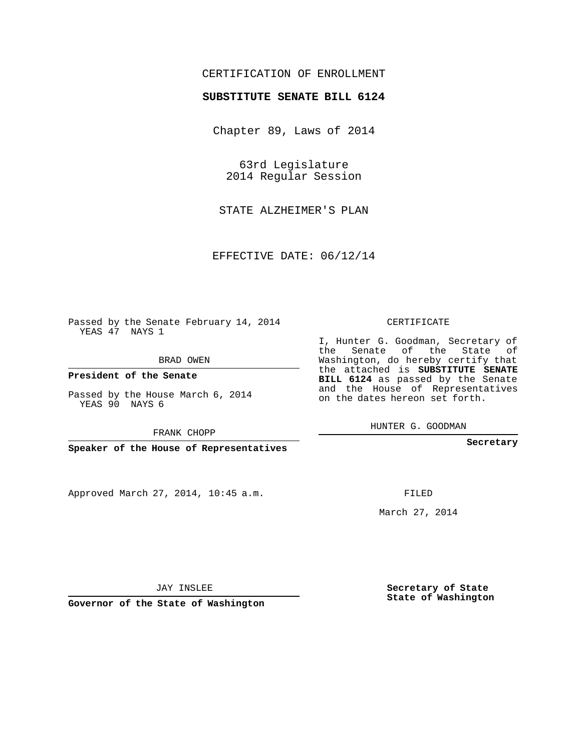CERTIFICATION OF ENROLLMENT

**SUBSTITUTE SENATE BILL 6124**

Chapter 89, Laws of 2014

63rd Legislature
2014 Regular Session

STATE ALZHEIMER'S PLAN

EFFECTIVE DATE: 06/12/14

Passed by the Senate February 14, 2014
YEAS 47 NAYS 1

BRAD OWEN

**President of the Senate**

Passed by the House March 6, 2014
YEAS 90 NAYS 6

FRANK CHOPP

**Speaker of the House of Representatives**

CERTIFICATE

I, Hunter G. Goodman, Secretary of the Senate of the State of Washington, do hereby certify that the attached is **SUBSTITUTE SENATE BILL 6124** as passed by the Senate and the House of Representatives on the dates hereon set forth.

HUNTER G. GOODMAN

**Secretary**

Approved March 27, 2014, 10:45 a.m.

FILED

March 27, 2014

JAY INSLEE

**Governor of the State of Washington**

**Secretary of State**
**State of Washington**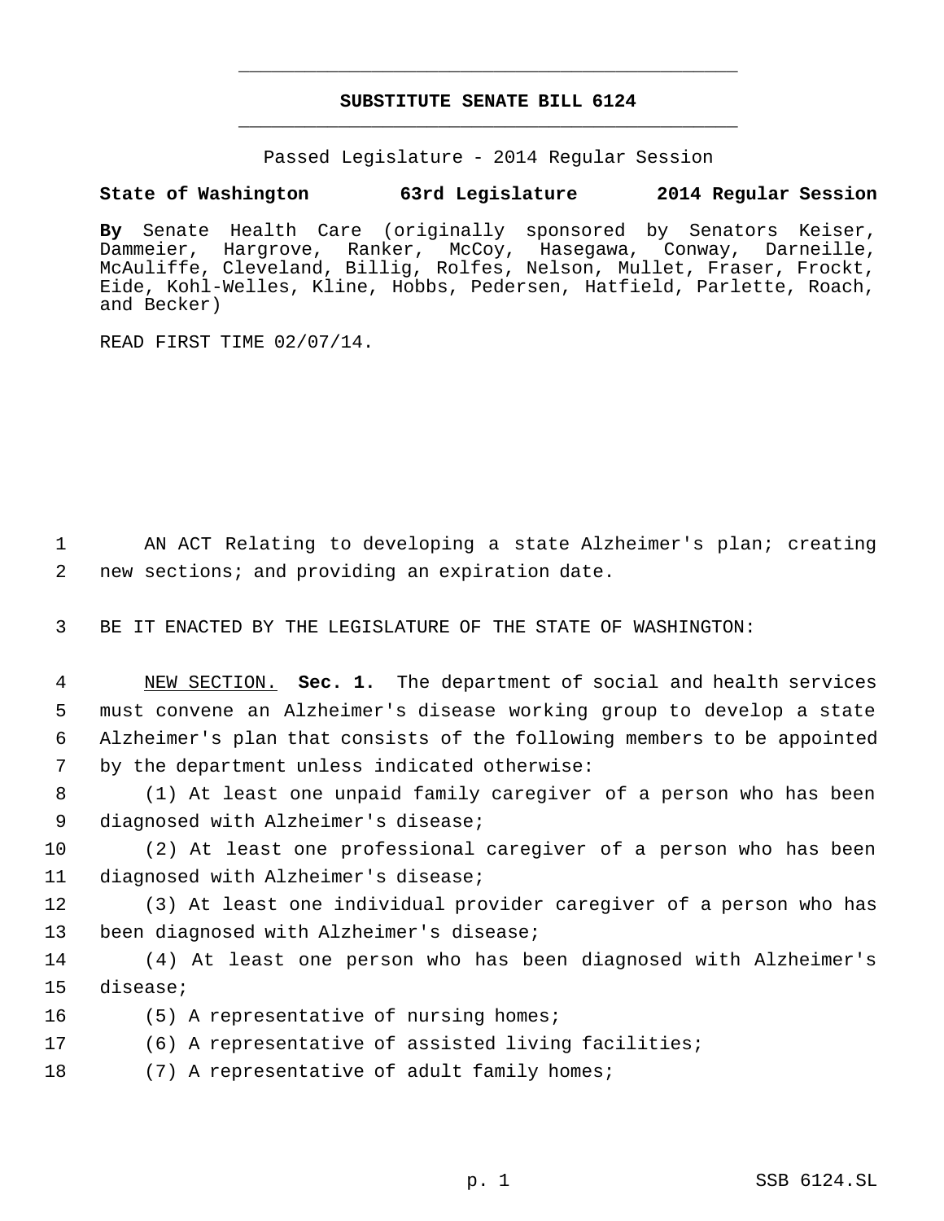# SUBSTITUTE SENATE BILL 6124

Passed Legislature - 2014 Regular Session

**State of Washington 63rd Legislature 2014 Regular Session**

**By** Senate Health Care (originally sponsored by Senators Keiser, Dammeier, Hargrove, Ranker, McCoy, Hasegawa, Conway, Darneille, McAuliffe, Cleveland, Billig, Rolfes, Nelson, Mullet, Fraser, Frockt, Eide, Kohl-Welles, Kline, Hobbs, Pedersen, Hatfield, Parlette, Roach, and Becker)

READ FIRST TIME 02/07/14.

AN ACT Relating to developing a state Alzheimer's plan; creating new sections; and providing an expiration date.

BE IT ENACTED BY THE LEGISLATURE OF THE STATE OF WASHINGTON:

NEW SECTION. **Sec. 1.** The department of social and health services must convene an Alzheimer's disease working group to develop a state Alzheimer's plan that consists of the following members to be appointed by the department unless indicated otherwise:

(1) At least one unpaid family caregiver of a person who has been diagnosed with Alzheimer's disease;

(2) At least one professional caregiver of a person who has been diagnosed with Alzheimer's disease;

(3) At least one individual provider caregiver of a person who has been diagnosed with Alzheimer's disease;

(4) At least one person who has been diagnosed with Alzheimer's disease;

(5) A representative of nursing homes;

(6) A representative of assisted living facilities;

(7) A representative of adult family homes;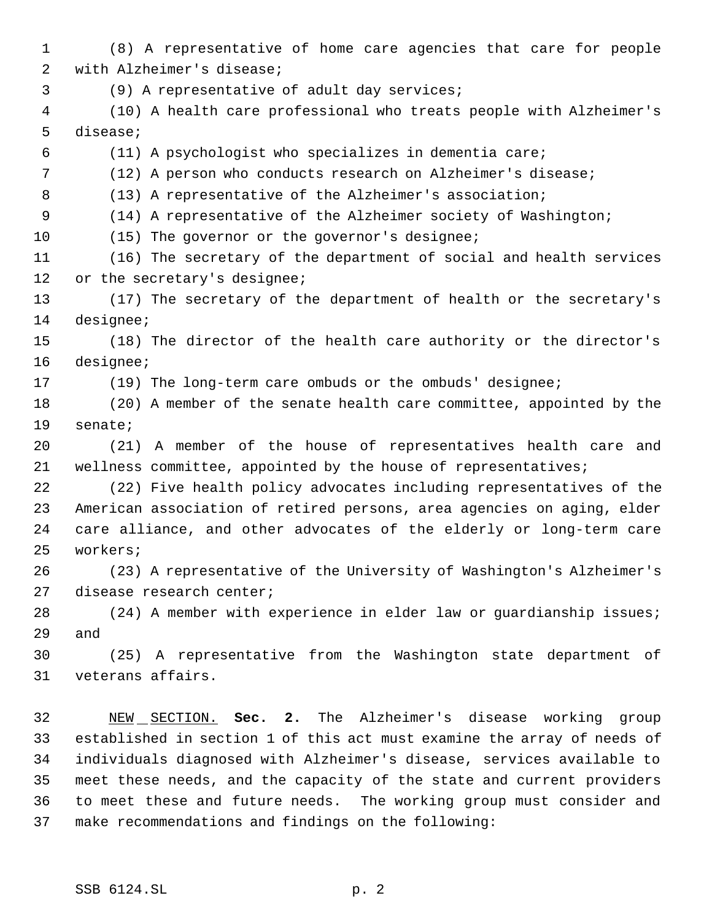(8) A representative of home care agencies that care for people with Alzheimer's disease;

(9) A representative of adult day services;

(10) A health care professional who treats people with Alzheimer's disease;

(11) A psychologist who specializes in dementia care;

(12) A person who conducts research on Alzheimer's disease;

(13) A representative of the Alzheimer's association;

(14) A representative of the Alzheimer society of Washington;

(15) The governor or the governor's designee;

(16) The secretary of the department of social and health services or the secretary's designee;

(17) The secretary of the department of health or the secretary's designee;

(18) The director of the health care authority or the director's designee;

(19) The long-term care ombuds or the ombuds' designee;

(20) A member of the senate health care committee, appointed by the senate;

(21) A member of the house of representatives health care and wellness committee, appointed by the house of representatives;

(22) Five health policy advocates including representatives of the American association of retired persons, area agencies on aging, elder care alliance, and other advocates of the elderly or long-term care workers;

(23) A representative of the University of Washington's Alzheimer's disease research center;

(24) A member with experience in elder law or guardianship issues; and

(25) A representative from the Washington state department of veterans affairs.

NEW SECTION. **Sec. 2.** The Alzheimer's disease working group established in section 1 of this act must examine the array of needs of individuals diagnosed with Alzheimer's disease, services available to meet these needs, and the capacity of the state and current providers to meet these and future needs. The working group must consider and make recommendations and findings on the following: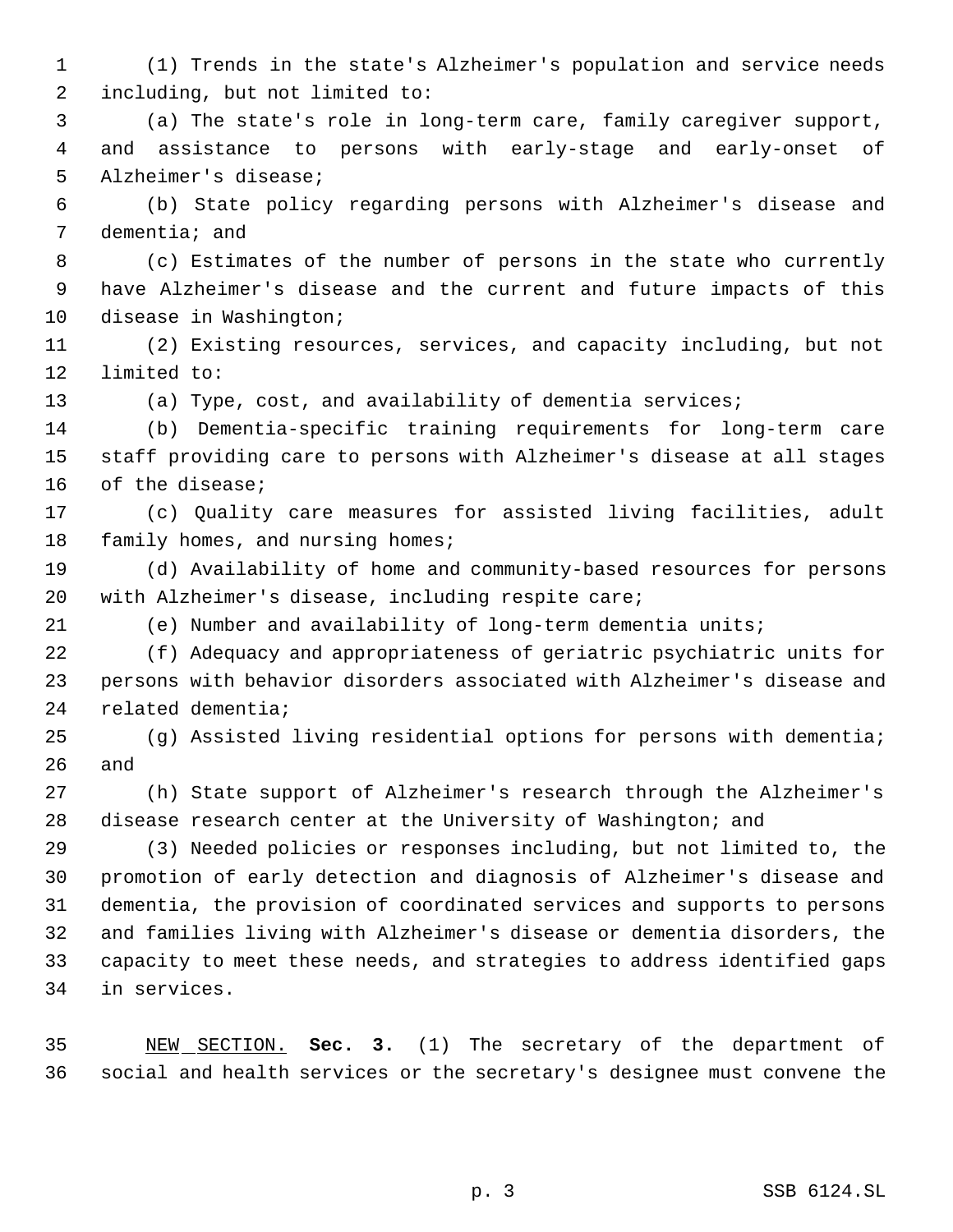(1) Trends in the state's Alzheimer's population and service needs including, but not limited to:

(a) The state's role in long-term care, family caregiver support, and assistance to persons with early-stage and early-onset of Alzheimer's disease;

(b) State policy regarding persons with Alzheimer's disease and dementia; and

(c) Estimates of the number of persons in the state who currently have Alzheimer's disease and the current and future impacts of this disease in Washington;

(2) Existing resources, services, and capacity including, but not limited to:

(a) Type, cost, and availability of dementia services;

(b) Dementia-specific training requirements for long-term care staff providing care to persons with Alzheimer's disease at all stages of the disease;

(c) Quality care measures for assisted living facilities, adult family homes, and nursing homes;

(d) Availability of home and community-based resources for persons with Alzheimer's disease, including respite care;

(e) Number and availability of long-term dementia units;

(f) Adequacy and appropriateness of geriatric psychiatric units for persons with behavior disorders associated with Alzheimer's disease and related dementia;

(g) Assisted living residential options for persons with dementia; and

(h) State support of Alzheimer's research through the Alzheimer's disease research center at the University of Washington; and

(3) Needed policies or responses including, but not limited to, the promotion of early detection and diagnosis of Alzheimer's disease and dementia, the provision of coordinated services and supports to persons and families living with Alzheimer's disease or dementia disorders, the capacity to meet these needs, and strategies to address identified gaps in services.

NEW SECTION. **Sec. 3.** (1) The secretary of the department of social and health services or the secretary's designee must convene the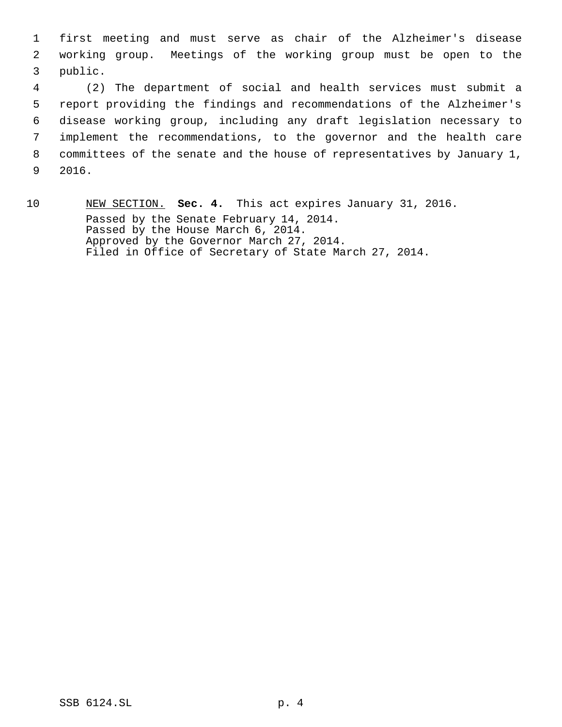first meeting and must serve as chair of the Alzheimer's disease working group. Meetings of the working group must be open to the public.

(2) The department of social and health services must submit a report providing the findings and recommendations of the Alzheimer's disease working group, including any draft legislation necessary to implement the recommendations, to the governor and the health care committees of the senate and the house of representatives by January 1, 2016.

NEW SECTION. **Sec. 4.** This act expires January 31, 2016.

Passed by the Senate February 14, 2014.
Passed by the House March 6, 2014.
Approved by the Governor March 27, 2014.
Filed in Office of Secretary of State March 27, 2014.